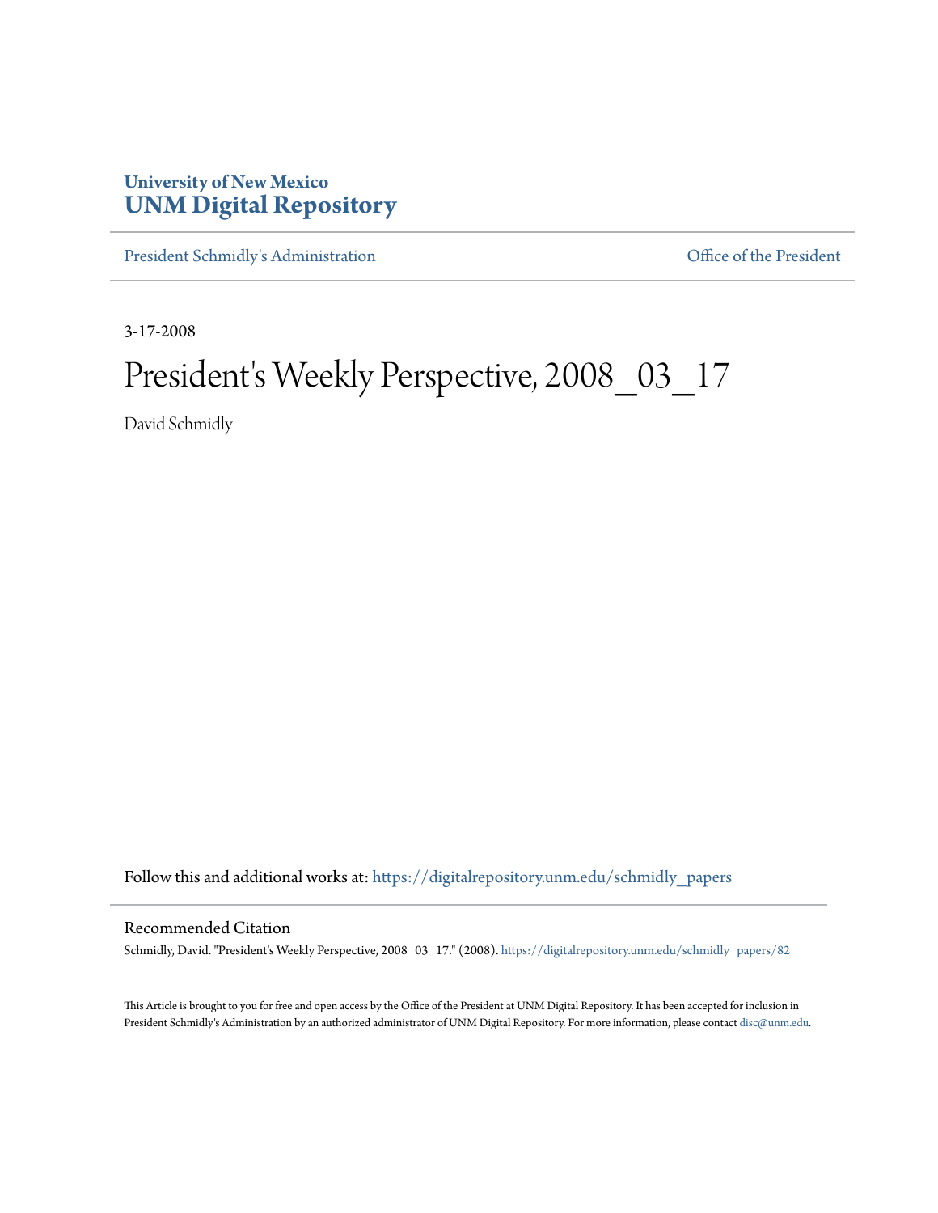**University of New Mexico**
# UNM Digital Repository

President Schmidly's Administration | Office of the President

3-17-2008

# President's Weekly Perspective, 2008_03_17

David Schmidly

Follow this and additional works at: https://digitalrepository.unm.edu/schmidly_papers

## Recommended Citation

Schmidly, David. "President's Weekly Perspective, 2008_03_17." (2008). https://digitalrepository.unm.edu/schmidly_papers/82

This Article is brought to you for free and open access by the Office of the President at UNM Digital Repository. It has been accepted for inclusion in President Schmidly's Administration by an authorized administrator of UNM Digital Repository. For more information, please contact disc@unm.edu.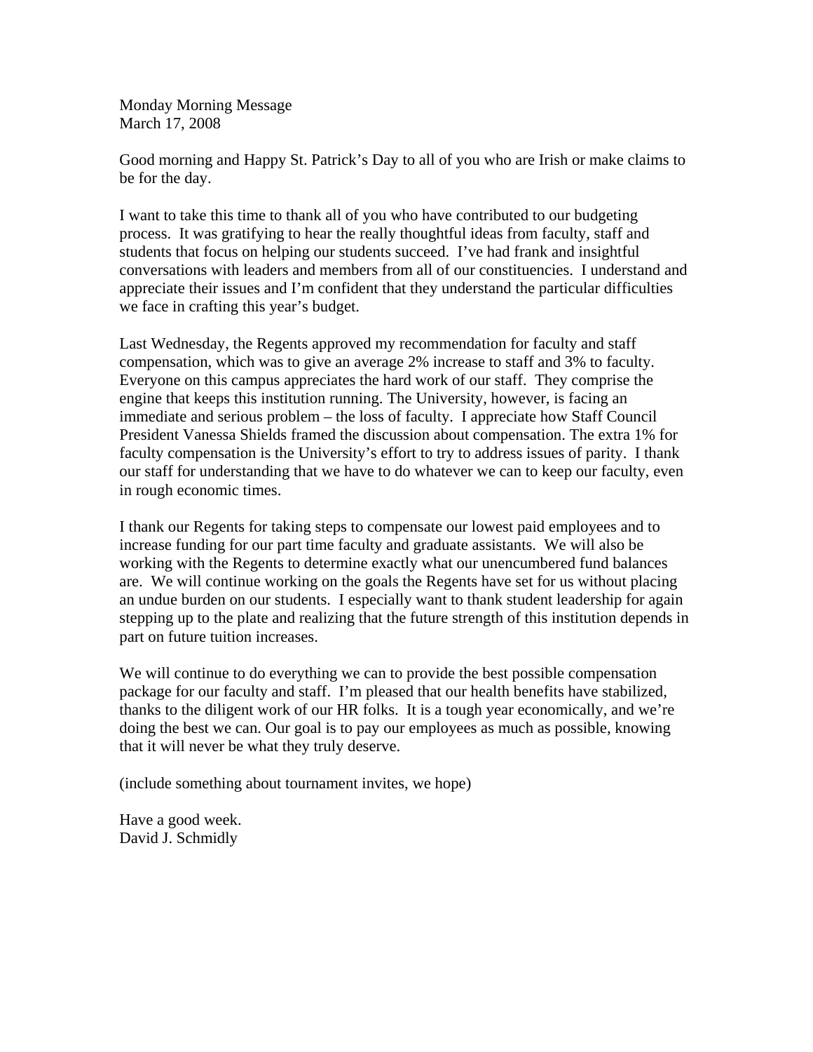Monday Morning Message
March 17, 2008

Good morning and Happy St. Patrick's Day to all of you who are Irish or make claims to be for the day.

I want to take this time to thank all of you who have contributed to our budgeting process. It was gratifying to hear the really thoughtful ideas from faculty, staff and students that focus on helping our students succeed. I've had frank and insightful conversations with leaders and members from all of our constituencies. I understand and appreciate their issues and I'm confident that they understand the particular difficulties we face in crafting this year's budget.

Last Wednesday, the Regents approved my recommendation for faculty and staff compensation, which was to give an average 2% increase to staff and 3% to faculty. Everyone on this campus appreciates the hard work of our staff. They comprise the engine that keeps this institution running. The University, however, is facing an immediate and serious problem – the loss of faculty. I appreciate how Staff Council President Vanessa Shields framed the discussion about compensation. The extra 1% for faculty compensation is the University's effort to try to address issues of parity. I thank our staff for understanding that we have to do whatever we can to keep our faculty, even in rough economic times.

I thank our Regents for taking steps to compensate our lowest paid employees and to increase funding for our part time faculty and graduate assistants. We will also be working with the Regents to determine exactly what our unencumbered fund balances are. We will continue working on the goals the Regents have set for us without placing an undue burden on our students. I especially want to thank student leadership for again stepping up to the plate and realizing that the future strength of this institution depends in part on future tuition increases.

We will continue to do everything we can to provide the best possible compensation package for our faculty and staff. I'm pleased that our health benefits have stabilized, thanks to the diligent work of our HR folks. It is a tough year economically, and we're doing the best we can. Our goal is to pay our employees as much as possible, knowing that it will never be what they truly deserve.

(include something about tournament invites, we hope)

Have a good week.
David J. Schmidly